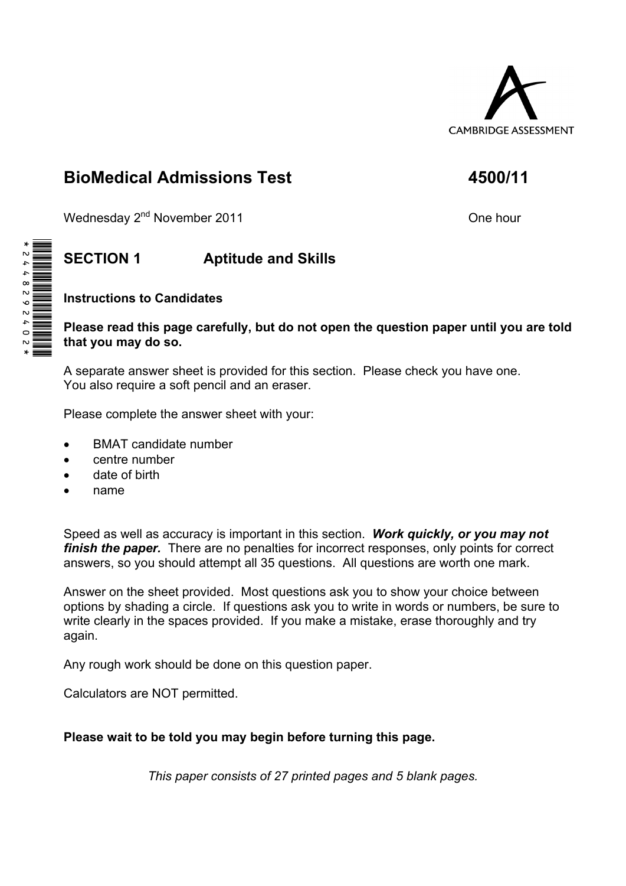CAMBRIDGE ASSESSMENT

# BioMedical Admissions Test 4500/11

Wednesday 2nd November 2011 One hour

## SECTION 1 Aptitude and Skills

**Instructions to Candidates**

**Please read this page carefully, but do not open the question paper until you are told that you may do so.**

A separate answer sheet is provided for this section. Please check you have one.
You also require a soft pencil and an eraser.

Please complete the answer sheet with your:

- BMAT candidate number
- centre number
- date of birth
- name

Speed as well as accuracy is important in this section. ***Work quickly, or you may not finish the paper.*** There are no penalties for incorrect responses, only points for correct answers, so you should attempt all 35 questions. All questions are worth one mark.

Answer on the sheet provided. Most questions ask you to show your choice between options by shading a circle. If questions ask you to write in words or numbers, be sure to write clearly in the spaces provided. If you make a mistake, erase thoroughly and try again.

Any rough work should be done on this question paper.

Calculators are NOT permitted.

**Please wait to be told you may begin before turning this page.**

*This paper consists of 27 printed pages and 5 blank pages.*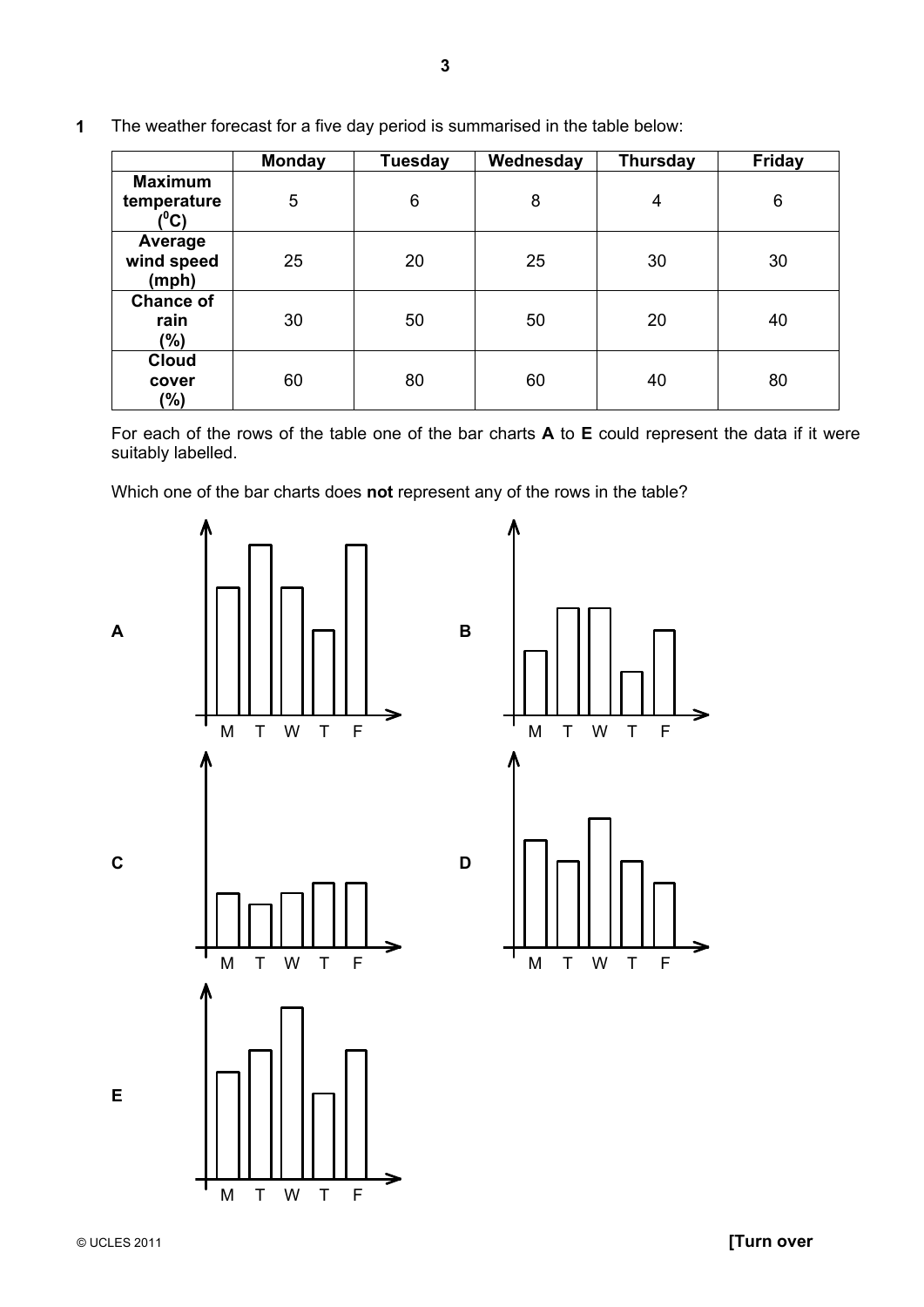**1** The weather forecast for a five day period is summarised in the table below:

| | Monday | Tuesday | Wednesday | Thursday | Friday |
|---|---|---|---|---|---|
| **Maximum temperature ($^0$C)** | 5 | 6 | 8 | 4 | 6 |
| **Average wind speed (mph)** | 25 | 20 | 25 | 30 | 30 |
| **Chance of rain (%)** | 30 | 50 | 50 | 20 | 40 |
| **Cloud cover (%)** | 60 | 80 | 60 | 40 | 80 |

For each of the rows of the table one of the bar charts **A** to **E** could represent the data if it were suitably labelled.

Which one of the bar charts does **not** represent any of the rows in the table?

**A**

**B**

**C**

**D**

**E**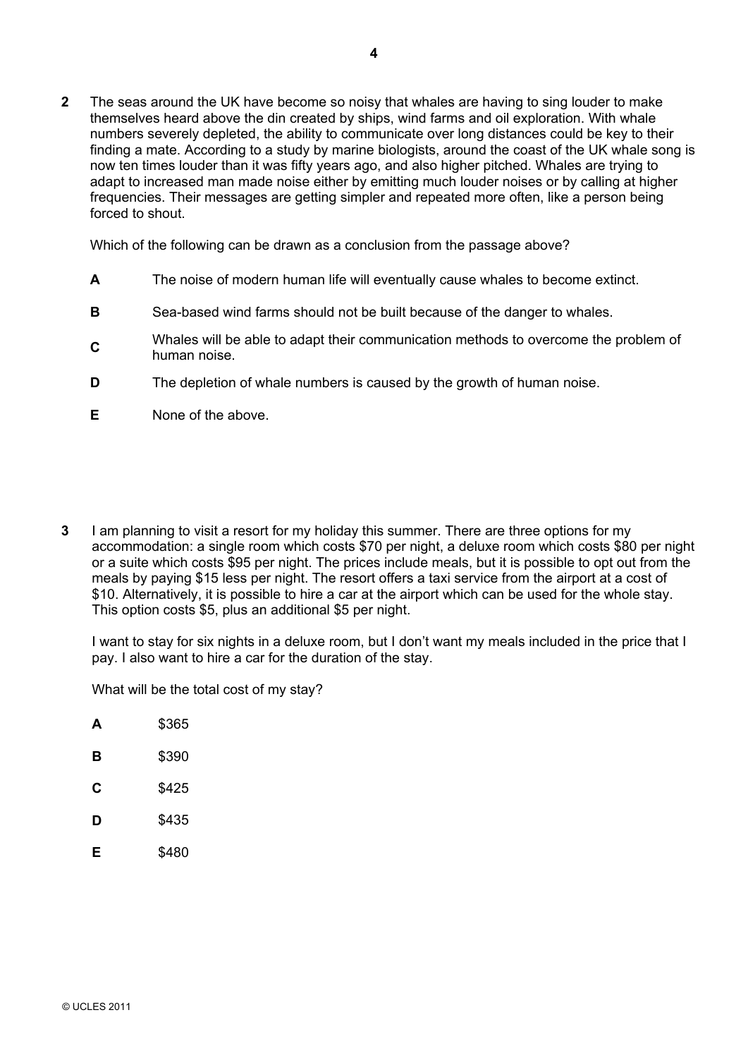**2** The seas around the UK have become so noisy that whales are having to sing louder to make themselves heard above the din created by ships, wind farms and oil exploration. With whale numbers severely depleted, the ability to communicate over long distances could be key to their finding a mate. According to a study by marine biologists, around the coast of the UK whale song is now ten times louder than it was fifty years ago, and also higher pitched. Whales are trying to adapt to increased man made noise either by emitting much louder noises or by calling at higher frequencies. Their messages are getting simpler and repeated more often, like a person being forced to shout.

Which of the following can be drawn as a conclusion from the passage above?

- **A** The noise of modern human life will eventually cause whales to become extinct.
- **B** Sea-based wind farms should not be built because of the danger to whales.
- **C** Whales will be able to adapt their communication methods to overcome the problem of human noise.
- **D** The depletion of whale numbers is caused by the growth of human noise.
- **E** None of the above.

**3** I am planning to visit a resort for my holiday this summer. There are three options for my accommodation: a single room which costs $70 per night, a deluxe room which costs $80 per night or a suite which costs $95 per night. The prices include meals, but it is possible to opt out from the meals by paying $15 less per night. The resort offers a taxi service from the airport at a cost of $10. Alternatively, it is possible to hire a car at the airport which can be used for the whole stay. This option costs $5, plus an additional $5 per night.

I want to stay for six nights in a deluxe room, but I don't want my meals included in the price that I pay. I also want to hire a car for the duration of the stay.

What will be the total cost of my stay?

- **A** $365
- **B** $390
- **C** $425
- **D** $435
- **E** $480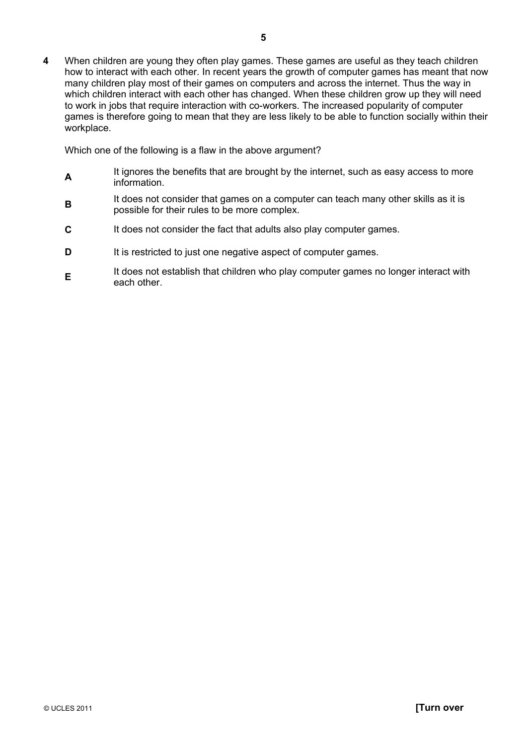**4** When children are young they often play games. These games are useful as they teach children how to interact with each other. In recent years the growth of computer games has meant that now many children play most of their games on computers and across the internet. Thus the way in which children interact with each other has changed. When these children grow up they will need to work in jobs that require interaction with co-workers. The increased popularity of computer games is therefore going to mean that they are less likely to be able to function socially within their workplace.

Which one of the following is a flaw in the above argument?

**A** It ignores the benefits that are brought by the internet, such as easy access to more information.

**B** It does not consider that games on a computer can teach many other skills as it is possible for their rules to be more complex.

**C** It does not consider the fact that adults also play computer games.

**D** It is restricted to just one negative aspect of computer games.

**E** It does not establish that children who play computer games no longer interact with each other.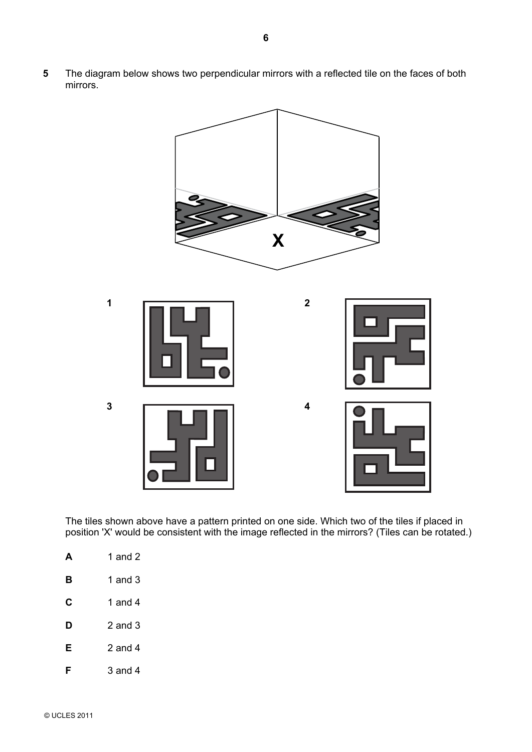**5** The diagram below shows two perpendicular mirrors with a reflected tile on the faces of both mirrors.

**1** **2**

**3** **4**

The tiles shown above have a pattern printed on one side. Which two of the tiles if placed in position 'X' would be consistent with the image reflected in the mirrors? (Tiles can be rotated.)

**A** 1 and 2

**B** 1 and 3

**C** 1 and 4

**D** 2 and 3

**E** 2 and 4

**F** 3 and 4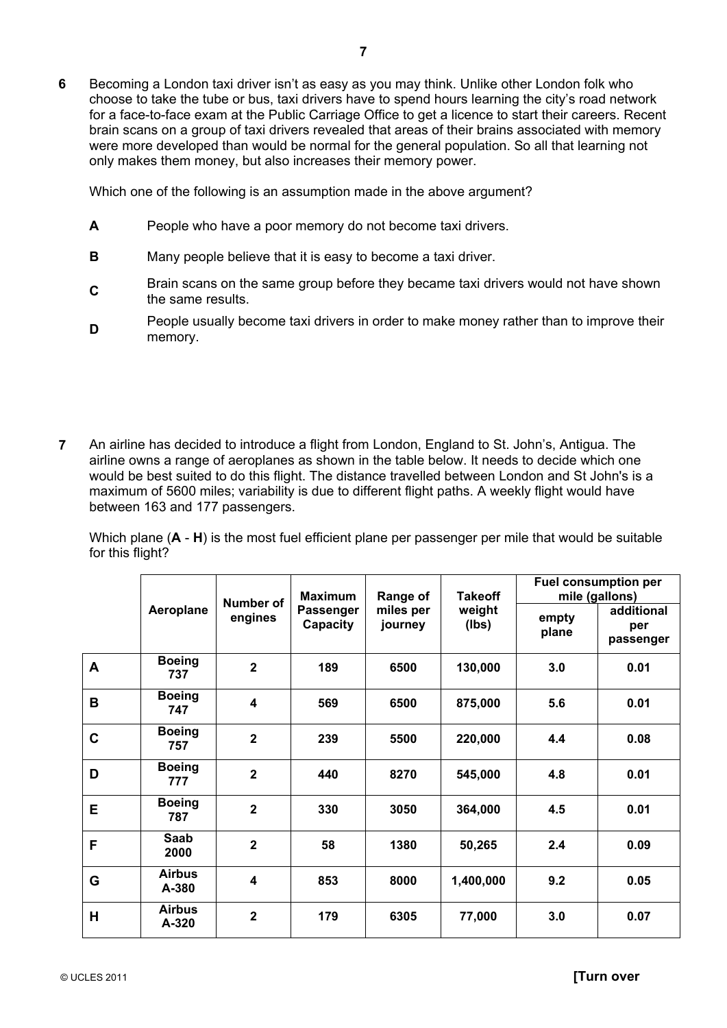**6** Becoming a London taxi driver isn't as easy as you may think. Unlike other London folk who choose to take the tube or bus, taxi drivers have to spend hours learning the city's road network for a face-to-face exam at the Public Carriage Office to get a licence to start their careers. Recent brain scans on a group of taxi drivers revealed that areas of their brains associated with memory were more developed than would be normal for the general population. So all that learning not only makes them money, but also increases their memory power.

Which one of the following is an assumption made in the above argument?

**A** People who have a poor memory do not become taxi drivers.

**B** Many people believe that it is easy to become a taxi driver.

**C** Brain scans on the same group before they became taxi drivers would not have shown the same results.

**D** People usually become taxi drivers in order to make money rather than to improve their memory.

**7** An airline has decided to introduce a flight from London, England to St. John's, Antigua. The airline owns a range of aeroplanes as shown in the table below. It needs to decide which one would be best suited to do this flight. The distance travelled between London and St John's is a maximum of 5600 miles; variability is due to different flight paths. A weekly flight would have between 163 and 177 passengers.

Which plane (**A** - **H**) is the most fuel efficient plane per passenger per mile that would be suitable for this flight?

| | Aeroplane | Number of engines | Maximum Passenger Capacity | Range of miles per journey | Takeoff weight (lbs) | Fuel consumption per mile (gallons) | |
|---|---|---|---|---|---|---|---|
| | | | | | | empty plane | additional per passenger |
| **A** | **Boeing 737** | **2** | **189** | **6500** | **130,000** | **3.0** | **0.01** |
| **B** | **Boeing 747** | **4** | **569** | **6500** | **875,000** | **5.6** | **0.01** |
| **C** | **Boeing 757** | **2** | **239** | **5500** | **220,000** | **4.4** | **0.08** |
| **D** | **Boeing 777** | **2** | **440** | **8270** | **545,000** | **4.8** | **0.01** |
| **E** | **Boeing 787** | **2** | **330** | **3050** | **364,000** | **4.5** | **0.01** |
| **F** | **Saab 2000** | **2** | **58** | **1380** | **50,265** | **2.4** | **0.09** |
| **G** | **Airbus A-380** | **4** | **853** | **8000** | **1,400,000** | **9.2** | **0.05** |
| **H** | **Airbus A-320** | **2** | **179** | **6305** | **77,000** | **3.0** | **0.07** |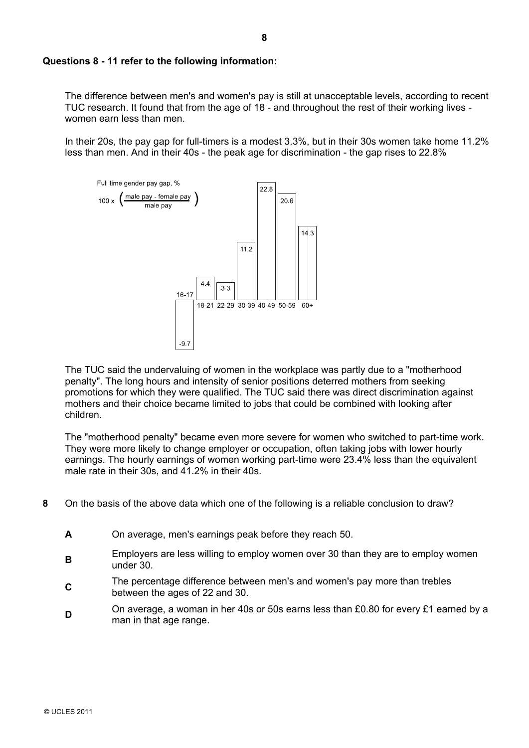**Questions 8 - 11 refer to the following information:**

The difference between men's and women's pay is still at unacceptable levels, according to recent TUC research. It found that from the age of 18 - and throughout the rest of their working lives - women earn less than men.

In their 20s, the pay gap for full-timers is a modest 3.3%, but in their 30s women take home 11.2% less than men. And in their 40s - the peak age for discrimination - the gap rises to 22.8%

Full time gender pay gap, %

$100 \times \left( \frac{\text{male pay - female pay}}{\text{male pay}} \right)$

| Age | 16-17 | 18-21 | 22-29 | 30-39 | 40-49 | 50-59 | 60+ |
|---|---|---|---|---|---|---|---|
| Gap (%) | -9.7 | 4.4 | 3.3 | 11.2 | 22.8 | 20.6 | 14.3 |

The TUC said the undervaluing of women in the workplace was partly due to a "motherhood penalty". The long hours and intensity of senior positions deterred mothers from seeking promotions for which they were qualified. The TUC said there was direct discrimination against mothers and their choice became limited to jobs that could be combined with looking after children.

The "motherhood penalty" became even more severe for women who switched to part-time work. They were more likely to change employer or occupation, often taking jobs with lower hourly earnings. The hourly earnings of women working part-time were 23.4% less than the equivalent male rate in their 30s, and 41.2% in their 40s.

**8** On the basis of the above data which one of the following is a reliable conclusion to draw?

**A** On average, men's earnings peak before they reach 50.

**B** Employers are less willing to employ women over 30 than they are to employ women under 30.

**C** The percentage difference between men's and women's pay more than trebles between the ages of 22 and 30.

**D** On average, a woman in her 40s or 50s earns less than £0.80 for every £1 earned by a man in that age range.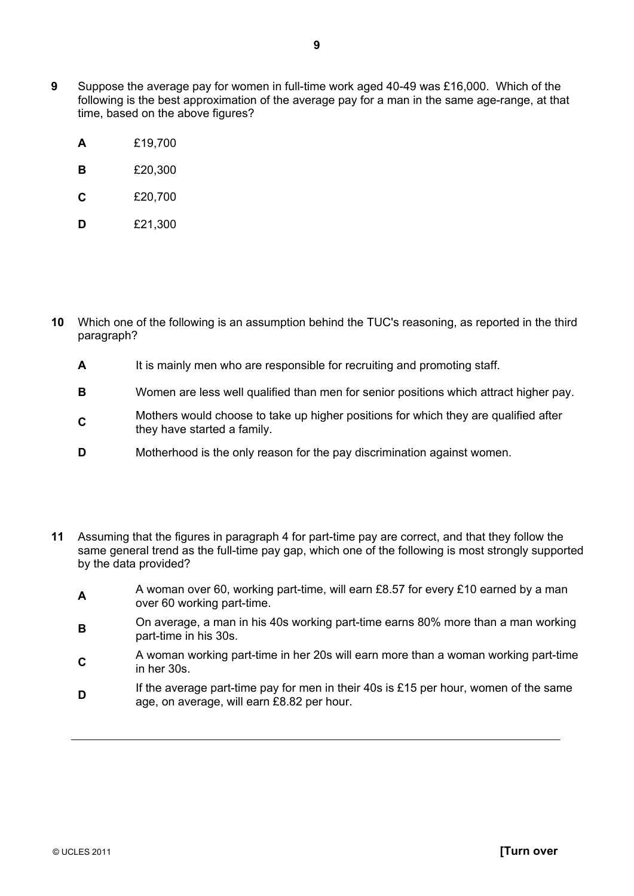**9** Suppose the average pay for women in full-time work aged 40-49 was £16,000. Which of the following is the best approximation of the average pay for a man in the same age-range, at that time, based on the above figures?

- **A** £19,700
- **B** £20,300
- **C** £20,700
- **D** £21,300

**10** Which one of the following is an assumption behind the TUC's reasoning, as reported in the third paragraph?

- **A** It is mainly men who are responsible for recruiting and promoting staff.
- **B** Women are less well qualified than men for senior positions which attract higher pay.
- **C** Mothers would choose to take up higher positions for which they are qualified after they have started a family.
- **D** Motherhood is the only reason for the pay discrimination against women.

**11** Assuming that the figures in paragraph 4 for part-time pay are correct, and that they follow the same general trend as the full-time pay gap, which one of the following is most strongly supported by the data provided?

- **A** A woman over 60, working part-time, will earn £8.57 for every £10 earned by a man over 60 working part-time.
- **B** On average, a man in his 40s working part-time earns 80% more than a man working part-time in his 30s.
- **C** A woman working part-time in her 20s will earn more than a woman working part-time in her 30s.
- **D** If the average part-time pay for men in their 40s is £15 per hour, women of the same age, on average, will earn £8.82 per hour.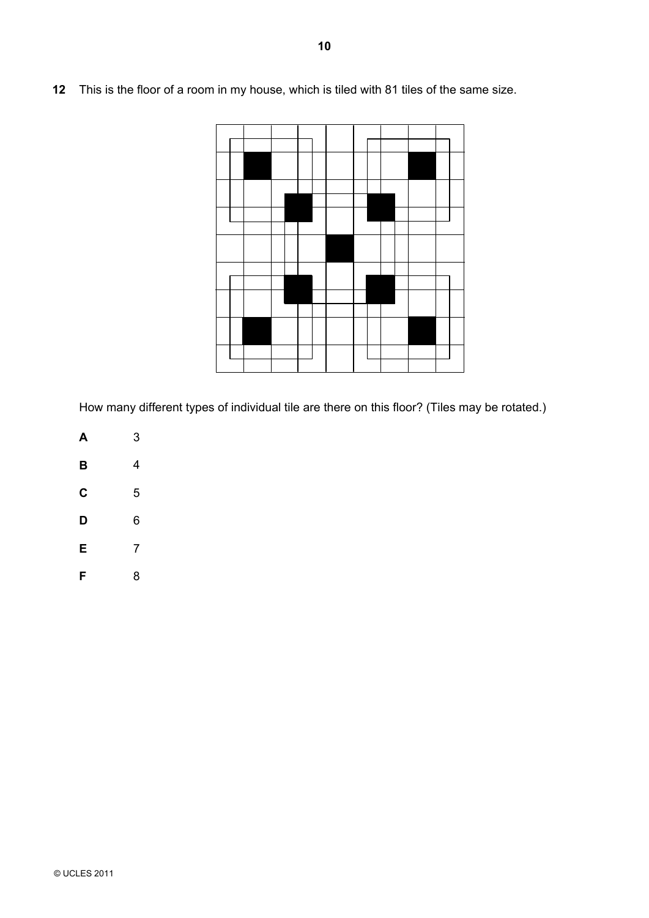**12** This is the floor of a room in my house, which is tiled with 81 tiles of the same size.

How many different types of individual tile are there on this floor? (Tiles may be rotated.)

**A** 3

**B** 4

**C** 5

**D** 6

**E** 7

**F** 8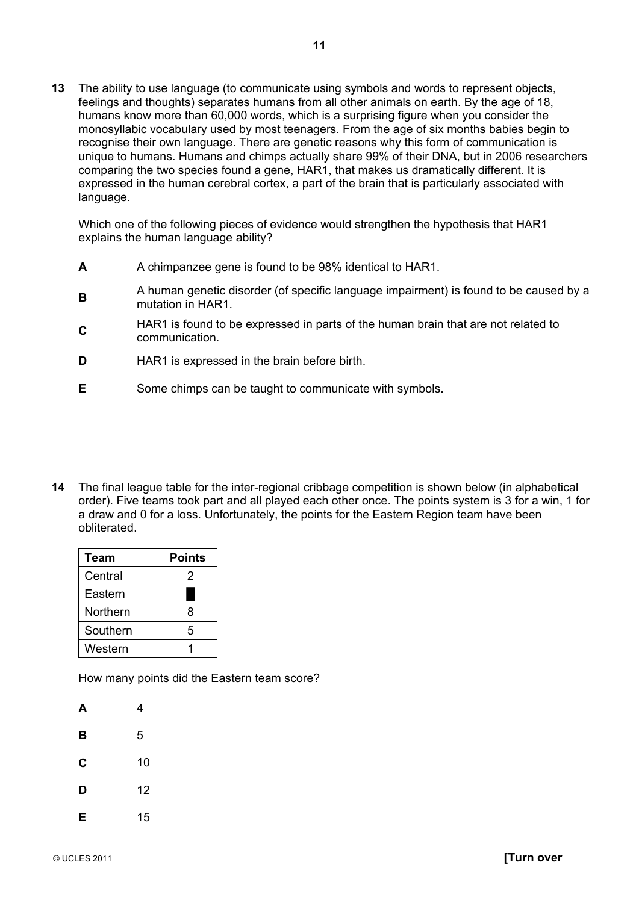**13** The ability to use language (to communicate using symbols and words to represent objects, feelings and thoughts) separates humans from all other animals on earth. By the age of 18, humans know more than 60,000 words, which is a surprising figure when you consider the monosyllabic vocabulary used by most teenagers. From the age of six months babies begin to recognise their own language. There are genetic reasons why this form of communication is unique to humans. Humans and chimps actually share 99% of their DNA, but in 2006 researchers comparing the two species found a gene, HAR1, that makes us dramatically different. It is expressed in the human cerebral cortex, a part of the brain that is particularly associated with language.

Which one of the following pieces of evidence would strengthen the hypothesis that HAR1 explains the human language ability?

**A** A chimpanzee gene is found to be 98% identical to HAR1.

**B** A human genetic disorder (of specific language impairment) is found to be caused by a mutation in HAR1.

**C** HAR1 is found to be expressed in parts of the human brain that are not related to communication.

**D** HAR1 is expressed in the brain before birth.

**E** Some chimps can be taught to communicate with symbols.

**14** The final league table for the inter-regional cribbage competition is shown below (in alphabetical order). Five teams took part and all played each other once. The points system is 3 for a win, 1 for a draw and 0 for a loss. Unfortunately, the points for the Eastern Region team have been obliterated.

| Team | Points |
|---|---|
| Central | 2 |
| Eastern | █ |
| Northern | 8 |
| Southern | 5 |
| Western | 1 |

How many points did the Eastern team score?

**A** 4

**B** 5

**C** 10

**D** 12

**E** 15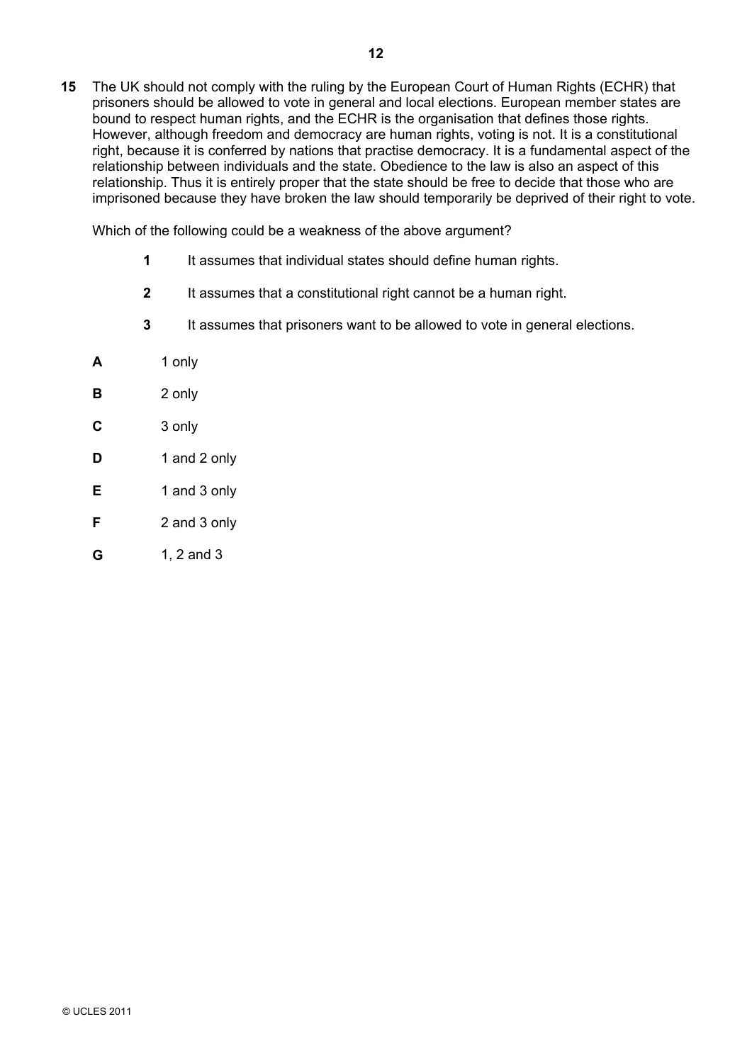**15** The UK should not comply with the ruling by the European Court of Human Rights (ECHR) that prisoners should be allowed to vote in general and local elections. European member states are bound to respect human rights, and the ECHR is the organisation that defines those rights. However, although freedom and democracy are human rights, voting is not. It is a constitutional right, because it is conferred by nations that practise democracy. It is a fundamental aspect of the relationship between individuals and the state. Obedience to the law is also an aspect of this relationship. Thus it is entirely proper that the state should be free to decide that those who are imprisoned because they have broken the law should temporarily be deprived of their right to vote.

Which of the following could be a weakness of the above argument?

**1** It assumes that individual states should define human rights.

**2** It assumes that a constitutional right cannot be a human right.

**3** It assumes that prisoners want to be allowed to vote in general elections.

**A** 1 only

**B** 2 only

**C** 3 only

**D** 1 and 2 only

**E** 1 and 3 only

**F** 2 and 3 only

**G** 1, 2 and 3

© UCLES 2011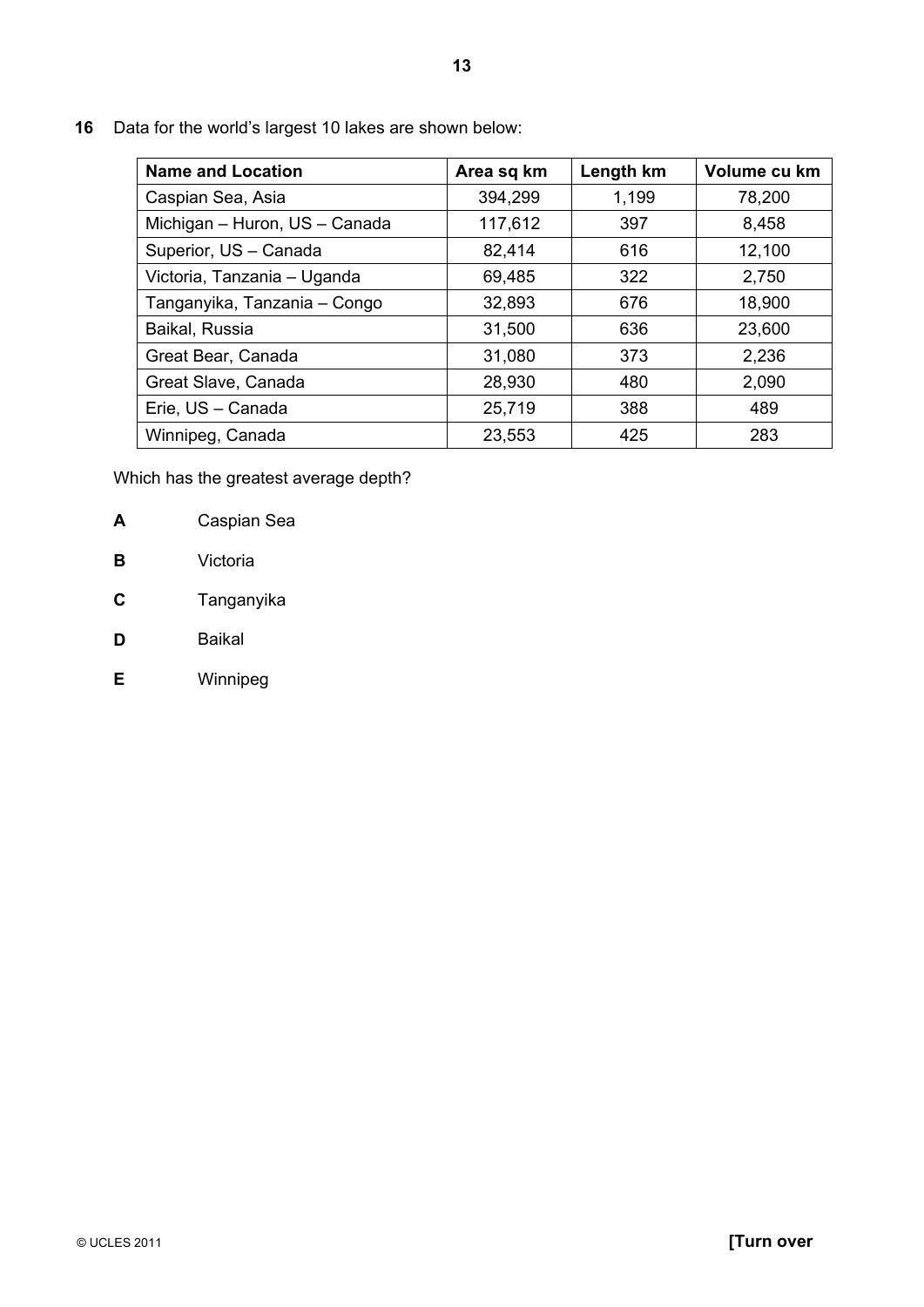**16** Data for the world's largest 10 lakes are shown below:

| Name and Location | Area sq km | Length km | Volume cu km |
|---|---|---|---|
| Caspian Sea, Asia | 394,299 | 1,199 | 78,200 |
| Michigan – Huron, US – Canada | 117,612 | 397 | 8,458 |
| Superior, US – Canada | 82,414 | 616 | 12,100 |
| Victoria, Tanzania – Uganda | 69,485 | 322 | 2,750 |
| Tanganyika, Tanzania – Congo | 32,893 | 676 | 18,900 |
| Baikal, Russia | 31,500 | 636 | 23,600 |
| Great Bear, Canada | 31,080 | 373 | 2,236 |
| Great Slave, Canada | 28,930 | 480 | 2,090 |
| Erie, US – Canada | 25,719 | 388 | 489 |
| Winnipeg, Canada | 23,553 | 425 | 283 |

Which has the greatest average depth?

**A** Caspian Sea

**B** Victoria

**C** Tanganyika

**D** Baikal

**E** Winnipeg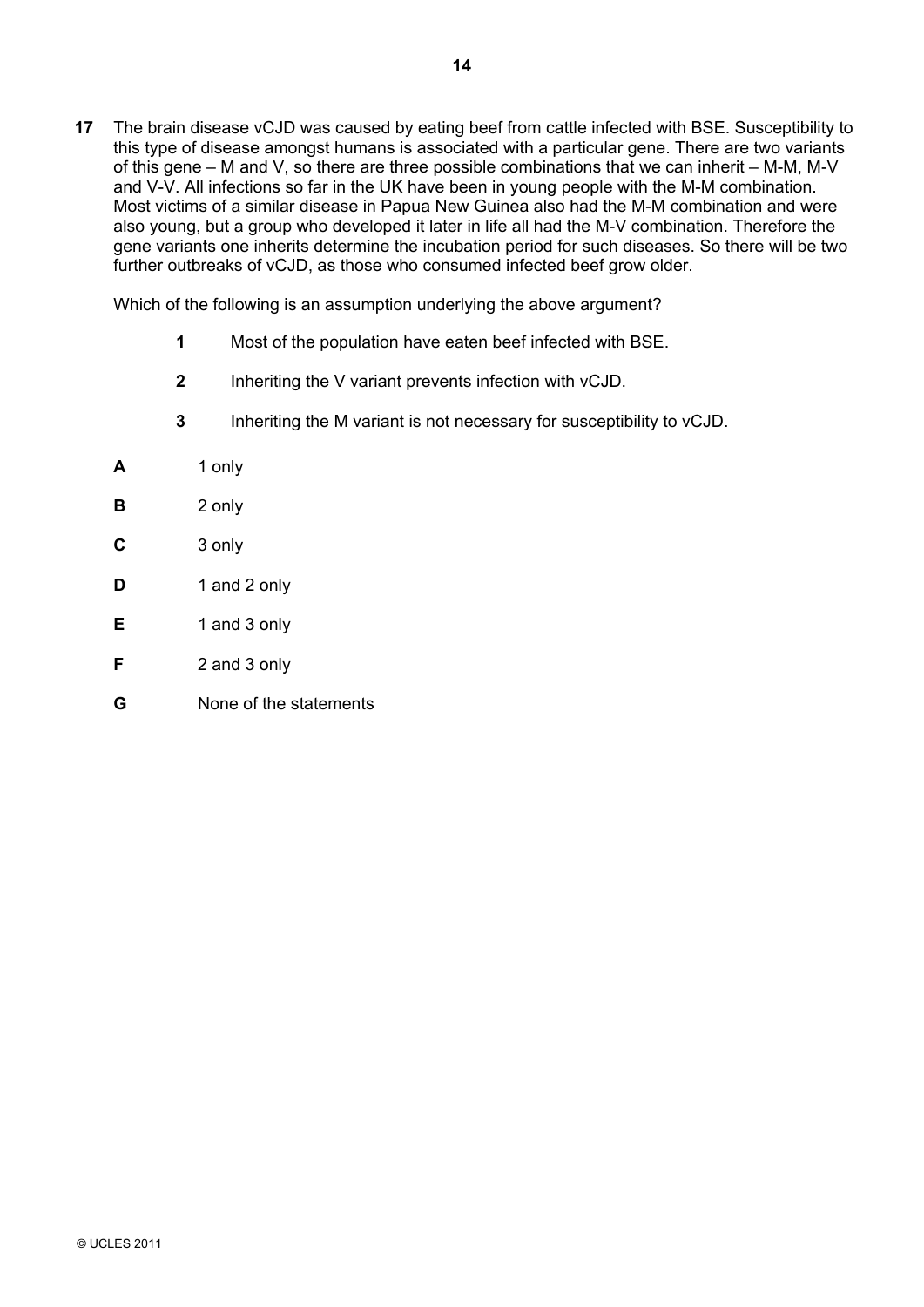**17** The brain disease vCJD was caused by eating beef from cattle infected with BSE. Susceptibility to this type of disease amongst humans is associated with a particular gene. There are two variants of this gene – M and V, so there are three possible combinations that we can inherit – M-M, M-V and V-V. All infections so far in the UK have been in young people with the M-M combination. Most victims of a similar disease in Papua New Guinea also had the M-M combination and were also young, but a group who developed it later in life all had the M-V combination. Therefore the gene variants one inherits determine the incubation period for such diseases. So there will be two further outbreaks of vCJD, as those who consumed infected beef grow older.

Which of the following is an assumption underlying the above argument?

**1** Most of the population have eaten beef infected with BSE.

**2** Inheriting the V variant prevents infection with vCJD.

**3** Inheriting the M variant is not necessary for susceptibility to vCJD.

**A** 1 only

**B** 2 only

**C** 3 only

**D** 1 and 2 only

**E** 1 and 3 only

**F** 2 and 3 only

**G** None of the statements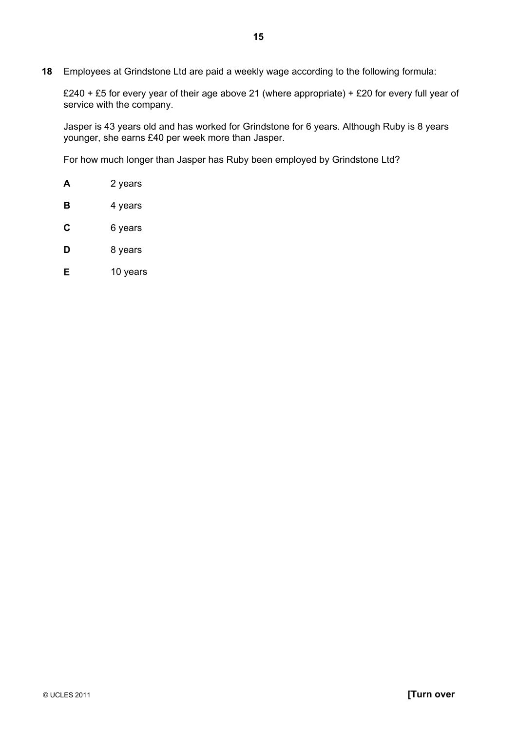**18** Employees at Grindstone Ltd are paid a weekly wage according to the following formula:

£240 + £5 for every year of their age above 21 (where appropriate) + £20 for every full year of service with the company.

Jasper is 43 years old and has worked for Grindstone for 6 years. Although Ruby is 8 years younger, she earns £40 per week more than Jasper.

For how much longer than Jasper has Ruby been employed by Grindstone Ltd?

**A** 2 years

**B** 4 years

**C** 6 years

**D** 8 years

**E** 10 years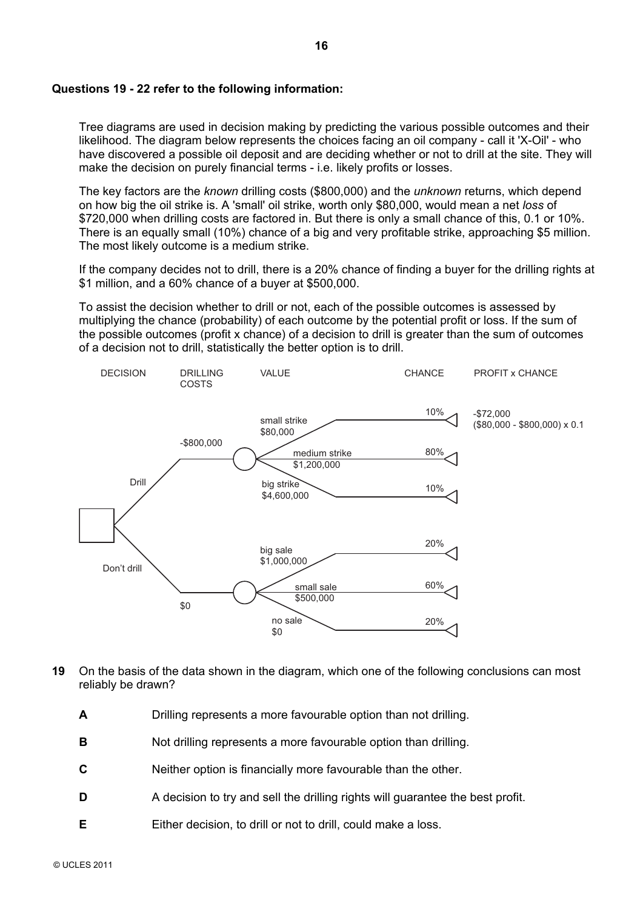**Questions 19 - 22 refer to the following information:**

Tree diagrams are used in decision making by predicting the various possible outcomes and their likelihood. The diagram below represents the choices facing an oil company - call it 'X-Oil' - who have discovered a possible oil deposit and are deciding whether or not to drill at the site. They will make the decision on purely financial terms - i.e. likely profits or losses.

The key factors are the *known* drilling costs ($800,000) and the *unknown* returns, which depend on how big the oil strike is. A 'small' oil strike, worth only $80,000, would mean a net *loss* of $720,000 when drilling costs are factored in. But there is only a small chance of this, 0.1 or 10%. There is an equally small (10%) chance of a big and very profitable strike, approaching $5 million. The most likely outcome is a medium strike.

If the company decides not to drill, there is a 20% chance of finding a buyer for the drilling rights at $1 million, and a 60% chance of a buyer at $500,000.

To assist the decision whether to drill or not, each of the possible outcomes is assessed by multiplying the chance (probability) of each outcome by the potential profit or loss. If the sum of the possible outcomes (profit x chance) of a decision to drill is greater than the sum of outcomes of a decision not to drill, statistically the better option is to drill.

| DECISION | DRILLING COSTS | VALUE | CHANCE | PROFIT x CHANCE |
|---|---|---|---|---|
| Drill | -$800,000 | small strike $80,000 | 10% | -$72,000 ($80,000 - $800,000) x 0.1 |
| | | medium strike $1,200,000 | 80% | |
| | | big strike $4,600,000 | 10% | |
| Don't drill | $0 | big sale $1,000,000 | 20% | |
| | | small sale $500,000 | 60% | |
| | | no sale $0 | 20% | |

**19** On the basis of the data shown in the diagram, which one of the following conclusions can most reliably be drawn?

**A** Drilling represents a more favourable option than not drilling.

**B** Not drilling represents a more favourable option than drilling.

**C** Neither option is financially more favourable than the other.

**D** A decision to try and sell the drilling rights will guarantee the best profit.

**E** Either decision, to drill or not to drill, could make a loss.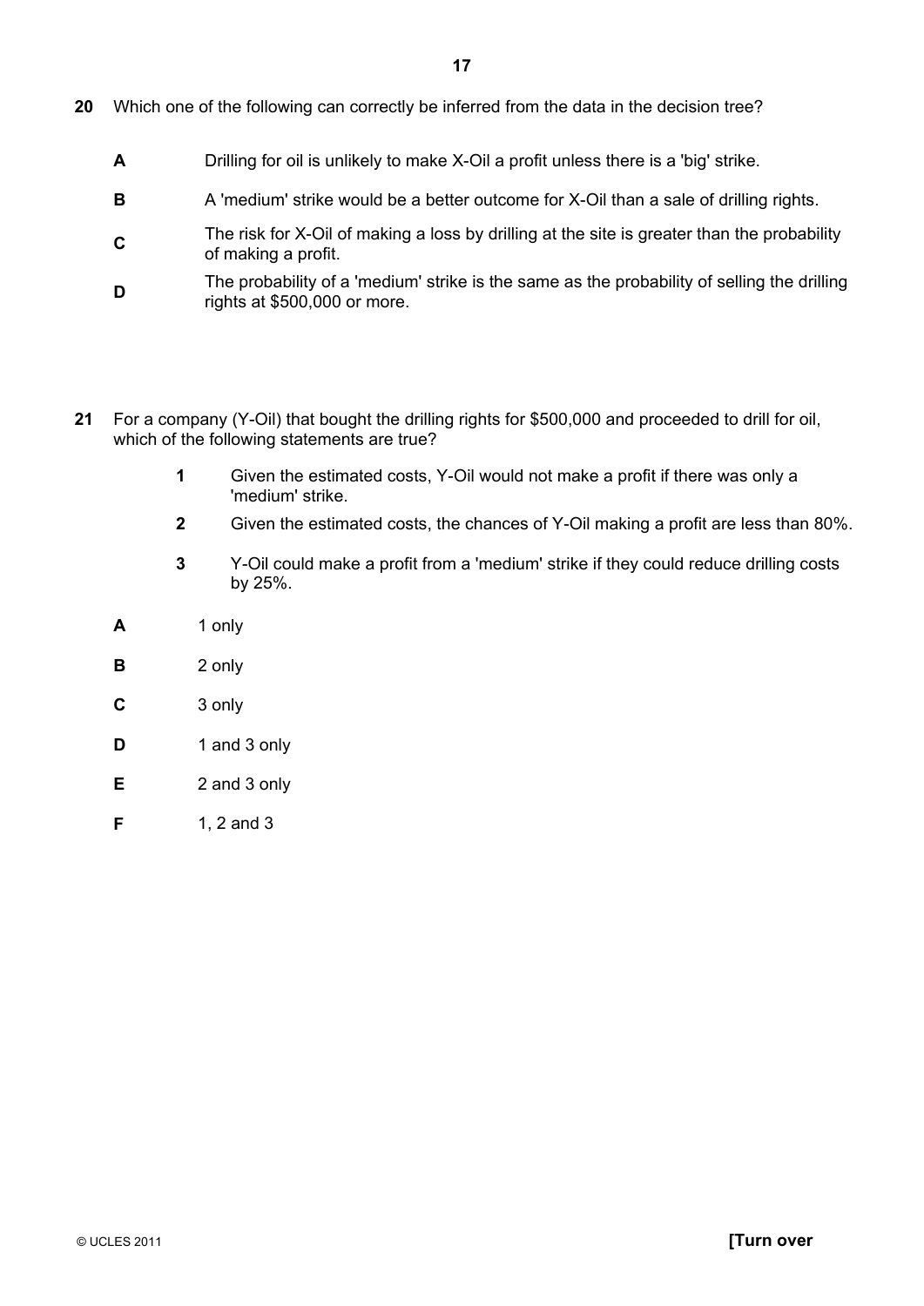**20** Which one of the following can correctly be inferred from the data in the decision tree?

**A** Drilling for oil is unlikely to make X-Oil a profit unless there is a 'big' strike.

**B** A 'medium' strike would be a better outcome for X-Oil than a sale of drilling rights.

**C** The risk for X-Oil of making a loss by drilling at the site is greater than the probability of making a profit.

**D** The probability of a 'medium' strike is the same as the probability of selling the drilling rights at \$500,000 or more.

**21** For a company (Y-Oil) that bought the drilling rights for \$500,000 and proceeded to drill for oil, which of the following statements are true?

**1** Given the estimated costs, Y-Oil would not make a profit if there was only a 'medium' strike.

**2** Given the estimated costs, the chances of Y-Oil making a profit are less than 80%.

**3** Y-Oil could make a profit from a 'medium' strike if they could reduce drilling costs by 25%.

**A** 1 only

**B** 2 only

**C** 3 only

**D** 1 and 3 only

**E** 2 and 3 only

**F** 1, 2 and 3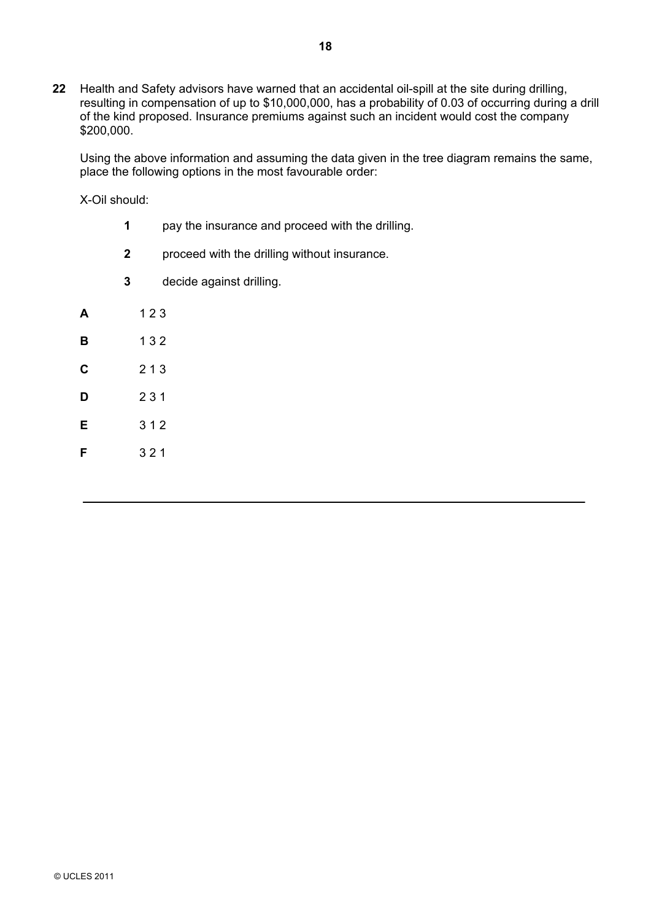**22** Health and Safety advisors have warned that an accidental oil-spill at the site during drilling, resulting in compensation of up to $10,000,000, has a probability of 0.03 of occurring during a drill of the kind proposed. Insurance premiums against such an incident would cost the company $200,000.

Using the above information and assuming the data given in the tree diagram remains the same, place the following options in the most favourable order:

X-Oil should:

**1** pay the insurance and proceed with the drilling.

**2** proceed with the drilling without insurance.

**3** decide against drilling.

**A** 1 2 3

**B** 1 3 2

**C** 2 1 3

**D** 2 3 1

**E** 3 1 2

**F** 3 2 1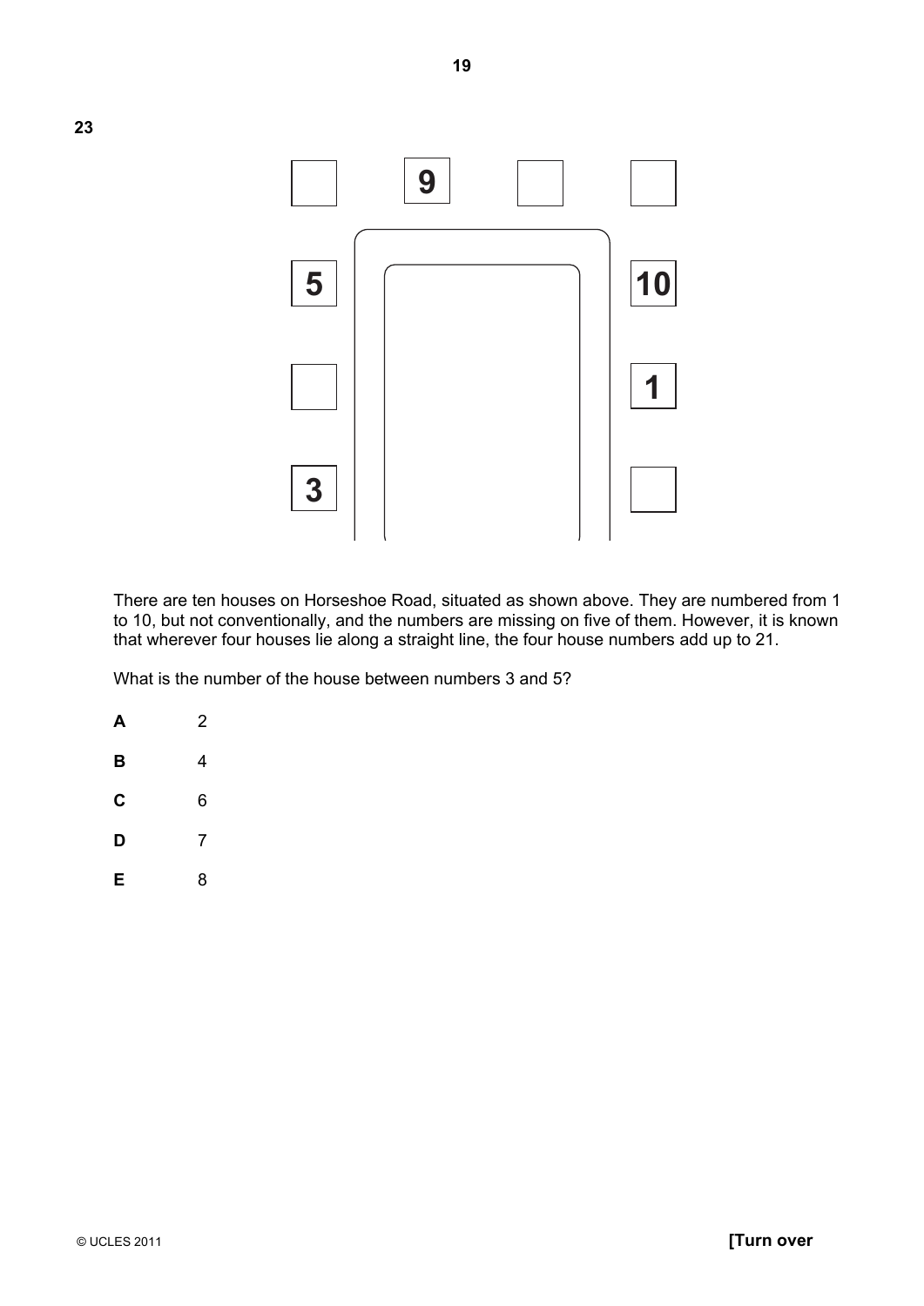**23**

There are ten houses on Horseshoe Road, situated as shown above. They are numbered from 1 to 10, but not conventionally, and the numbers are missing on five of them. However, it is known that wherever four houses lie along a straight line, the four house numbers add up to 21.

What is the number of the house between numbers 3 and 5?

**A** 2

**B** 4

**C** 6

**D** 7

**E** 8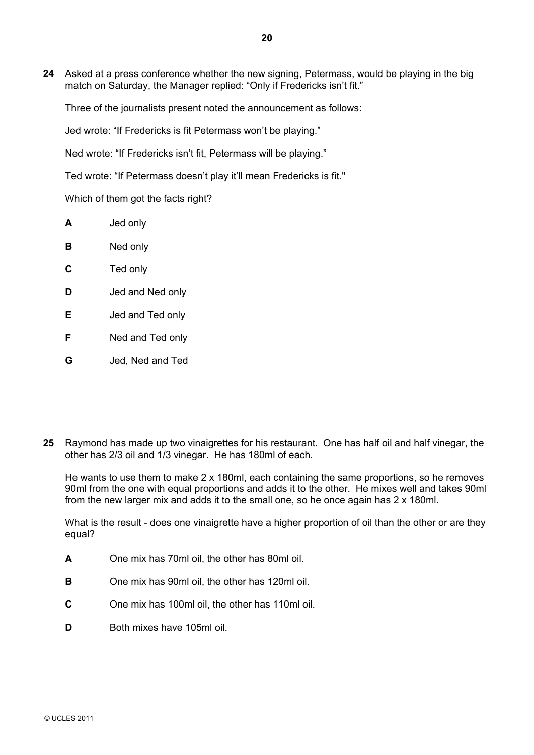**24** Asked at a press conference whether the new signing, Petermass, would be playing in the big match on Saturday, the Manager replied: "Only if Fredericks isn't fit."

Three of the journalists present noted the announcement as follows:

Jed wrote: "If Fredericks is fit Petermass won't be playing."

Ned wrote: "If Fredericks isn't fit, Petermass will be playing."

Ted wrote: "If Petermass doesn't play it'll mean Fredericks is fit."

Which of them got the facts right?

**A** Jed only

**B** Ned only

**C** Ted only

**D** Jed and Ned only

**E** Jed and Ted only

**F** Ned and Ted only

**G** Jed, Ned and Ted

**25** Raymond has made up two vinaigrettes for his restaurant. One has half oil and half vinegar, the other has 2/3 oil and 1/3 vinegar. He has 180ml of each.

He wants to use them to make 2 x 180ml, each containing the same proportions, so he removes 90ml from the one with equal proportions and adds it to the other. He mixes well and takes 90ml from the new larger mix and adds it to the small one, so he once again has 2 x 180ml.

What is the result - does one vinaigrette have a higher proportion of oil than the other or are they equal?

**A** One mix has 70ml oil, the other has 80ml oil.

**B** One mix has 90ml oil, the other has 120ml oil.

**C** One mix has 100ml oil, the other has 110ml oil.

**D** Both mixes have 105ml oil.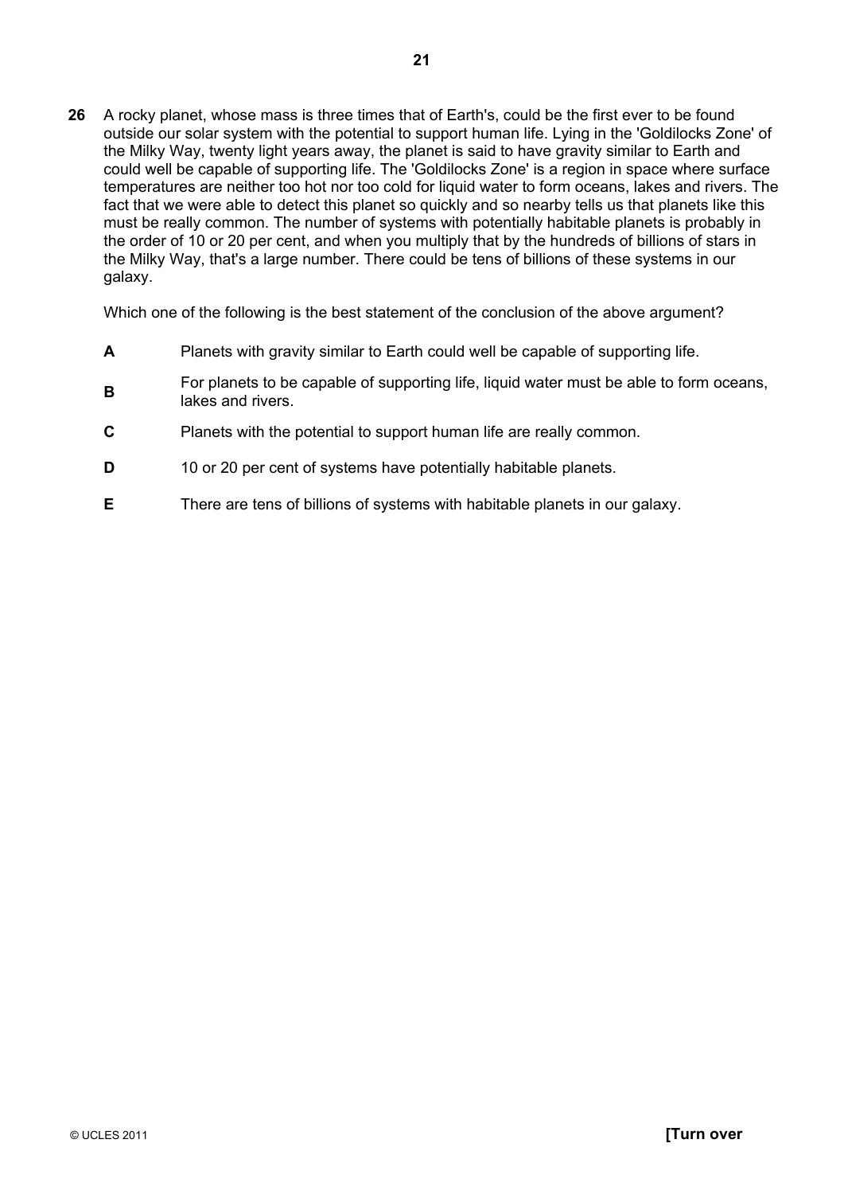**26** A rocky planet, whose mass is three times that of Earth's, could be the first ever to be found outside our solar system with the potential to support human life. Lying in the 'Goldilocks Zone' of the Milky Way, twenty light years away, the planet is said to have gravity similar to Earth and could well be capable of supporting life. The 'Goldilocks Zone' is a region in space where surface temperatures are neither too hot nor too cold for liquid water to form oceans, lakes and rivers. The fact that we were able to detect this planet so quickly and so nearby tells us that planets like this must be really common. The number of systems with potentially habitable planets is probably in the order of 10 or 20 per cent, and when you multiply that by the hundreds of billions of stars in the Milky Way, that's a large number. There could be tens of billions of these systems in our galaxy.

Which one of the following is the best statement of the conclusion of the above argument?

**A** Planets with gravity similar to Earth could well be capable of supporting life.

**B** For planets to be capable of supporting life, liquid water must be able to form oceans, lakes and rivers.

**C** Planets with the potential to support human life are really common.

**D** 10 or 20 per cent of systems have potentially habitable planets.

**E** There are tens of billions of systems with habitable planets in our galaxy.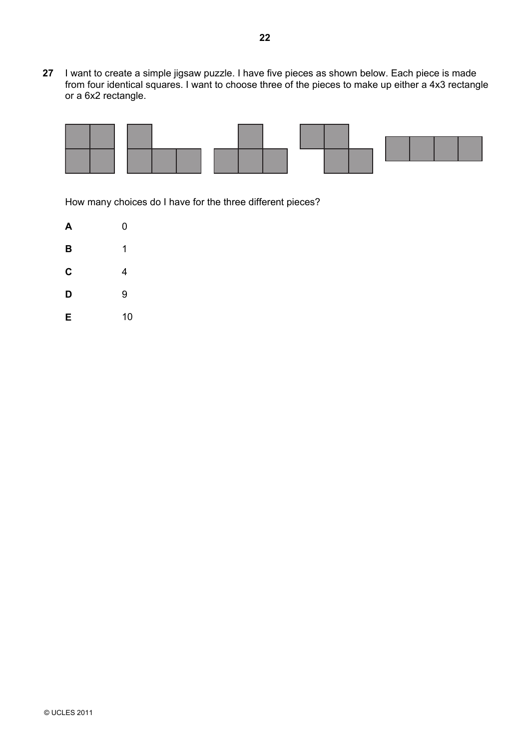**27** I want to create a simple jigsaw puzzle. I have five pieces as shown below. Each piece is made from four identical squares. I want to choose three of the pieces to make up either a 4x3 rectangle or a 6x2 rectangle.

How many choices do I have for the three different pieces?

**A** 0

**B** 1

**C** 4

**D** 9

**E** 10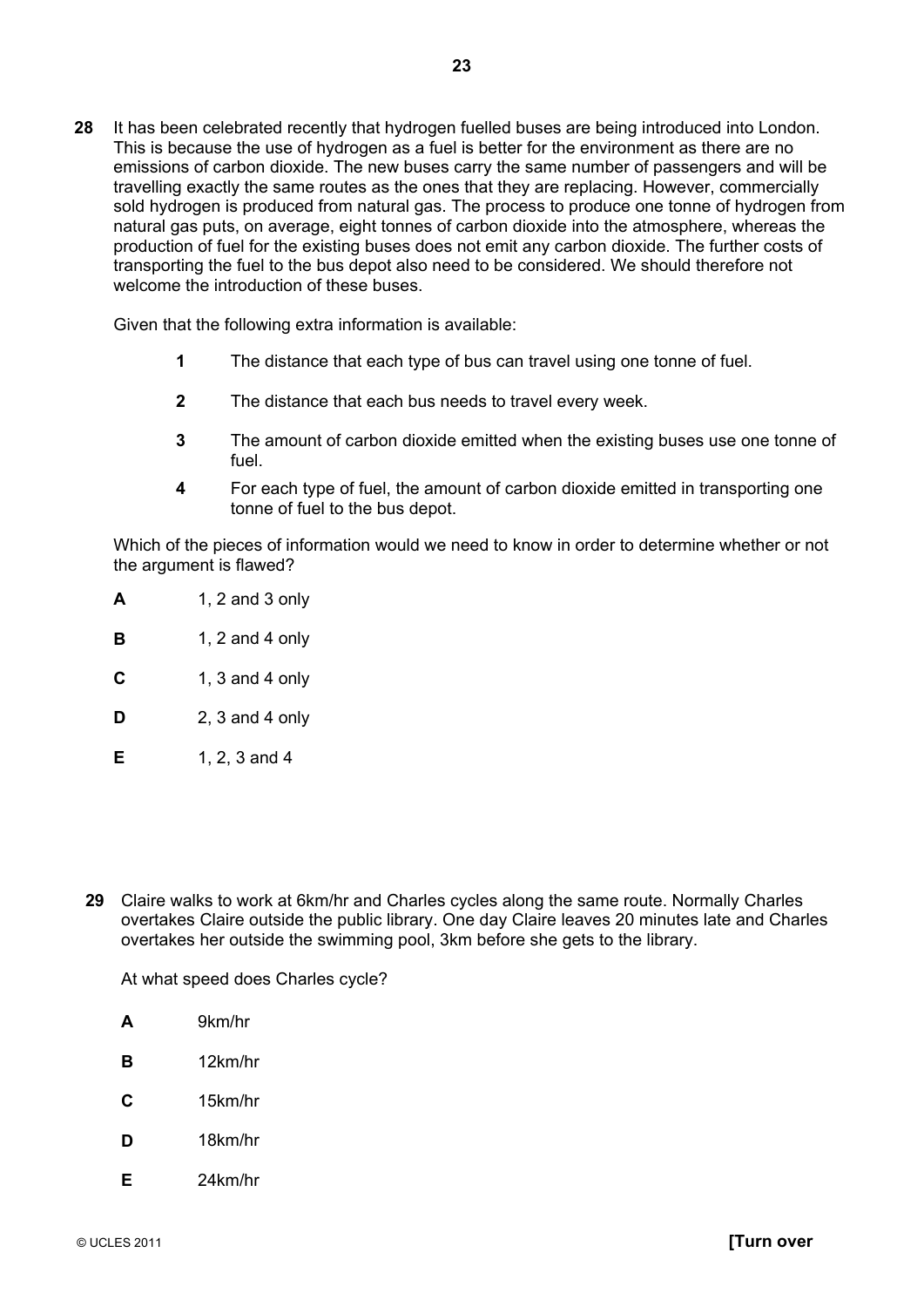**28** It has been celebrated recently that hydrogen fuelled buses are being introduced into London. This is because the use of hydrogen as a fuel is better for the environment as there are no emissions of carbon dioxide. The new buses carry the same number of passengers and will be travelling exactly the same routes as the ones that they are replacing. However, commercially sold hydrogen is produced from natural gas. The process to produce one tonne of hydrogen from natural gas puts, on average, eight tonnes of carbon dioxide into the atmosphere, whereas the production of fuel for the existing buses does not emit any carbon dioxide. The further costs of transporting the fuel to the bus depot also need to be considered. We should therefore not welcome the introduction of these buses.

Given that the following extra information is available:

**1** The distance that each type of bus can travel using one tonne of fuel.

**2** The distance that each bus needs to travel every week.

**3** The amount of carbon dioxide emitted when the existing buses use one tonne of fuel.

**4** For each type of fuel, the amount of carbon dioxide emitted in transporting one tonne of fuel to the bus depot.

Which of the pieces of information would we need to know in order to determine whether or not the argument is flawed?

**A** 1, 2 and 3 only

**B** 1, 2 and 4 only

**C** 1, 3 and 4 only

**D** 2, 3 and 4 only

**E** 1, 2, 3 and 4

**29** Claire walks to work at 6km/hr and Charles cycles along the same route. Normally Charles overtakes Claire outside the public library. One day Claire leaves 20 minutes late and Charles overtakes her outside the swimming pool, 3km before she gets to the library.

At what speed does Charles cycle?

**A** 9km/hr

**B** 12km/hr

**C** 15km/hr

**D** 18km/hr

**E** 24km/hr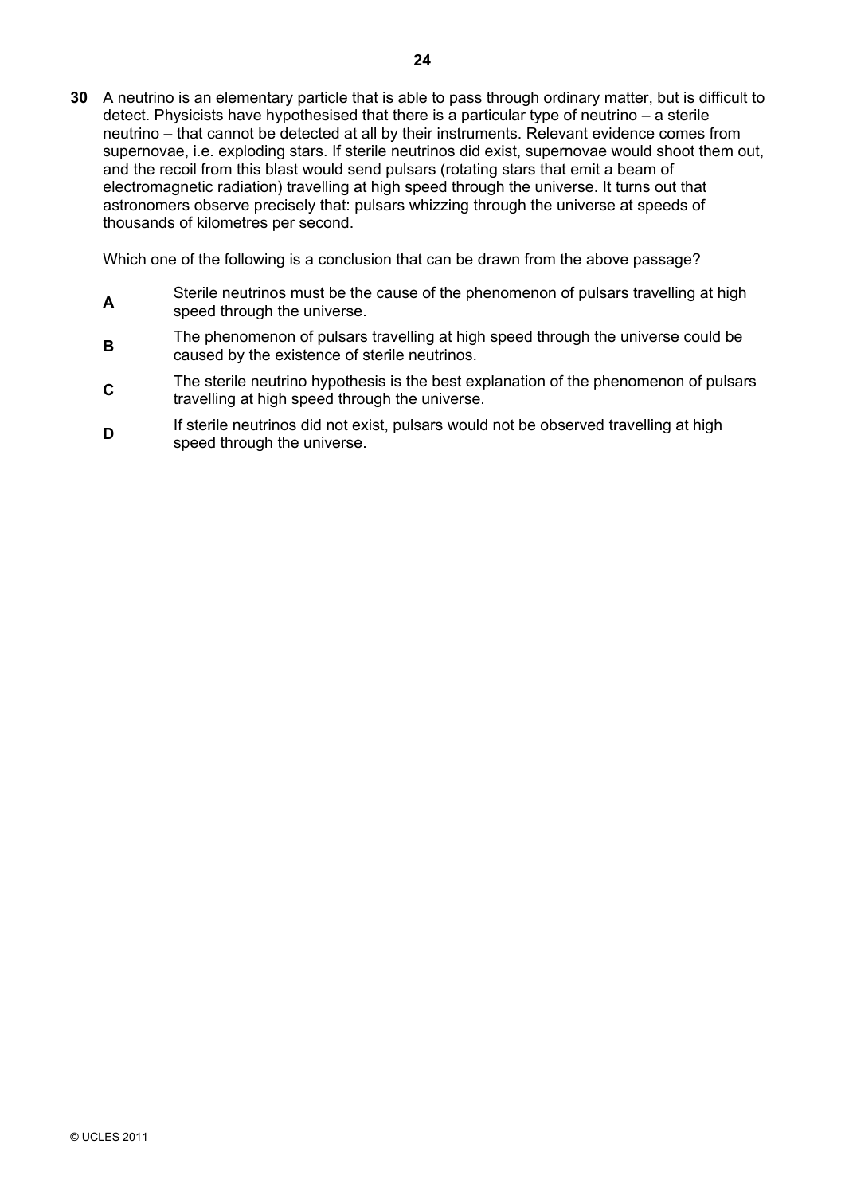**30** A neutrino is an elementary particle that is able to pass through ordinary matter, but is difficult to detect. Physicists have hypothesised that there is a particular type of neutrino – a sterile neutrino – that cannot be detected at all by their instruments. Relevant evidence comes from supernovae, i.e. exploding stars. If sterile neutrinos did exist, supernovae would shoot them out, and the recoil from this blast would send pulsars (rotating stars that emit a beam of electromagnetic radiation) travelling at high speed through the universe. It turns out that astronomers observe precisely that: pulsars whizzing through the universe at speeds of thousands of kilometres per second.

Which one of the following is a conclusion that can be drawn from the above passage?

**A** Sterile neutrinos must be the cause of the phenomenon of pulsars travelling at high speed through the universe.

**B** The phenomenon of pulsars travelling at high speed through the universe could be caused by the existence of sterile neutrinos.

**C** The sterile neutrino hypothesis is the best explanation of the phenomenon of pulsars travelling at high speed through the universe.

**D** If sterile neutrinos did not exist, pulsars would not be observed travelling at high speed through the universe.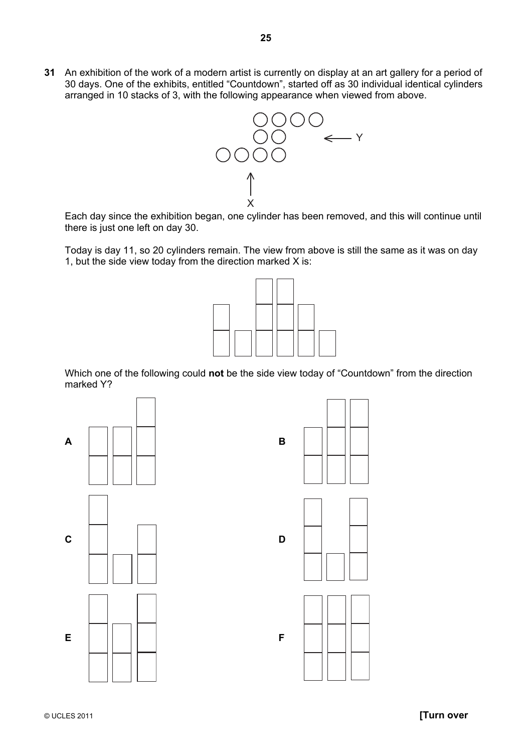**31** An exhibition of the work of a modern artist is currently on display at an art gallery for a period of 30 days. One of the exhibits, entitled "Countdown", started off as 30 individual identical cylinders arranged in 10 stacks of 3, with the following appearance when viewed from above.

Each day since the exhibition began, one cylinder has been removed, and this will continue until there is just one left on day 30.

Today is day 11, so 20 cylinders remain. The view from above is still the same as it was on day 1, but the side view today from the direction marked X is:

Which one of the following could **not** be the side view today of "Countdown" from the direction marked Y?

**A**

**B**

**C**

**D**

**E**

**F**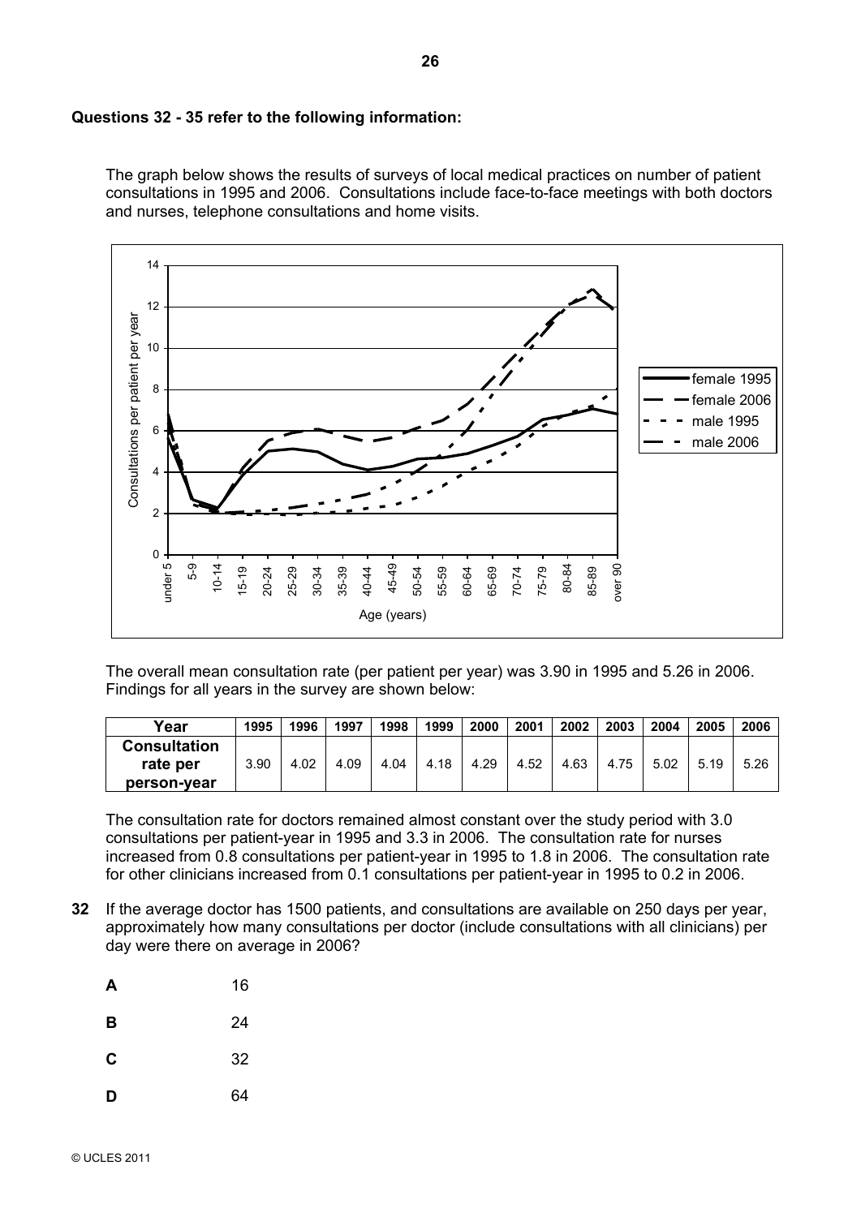**Questions 32 - 35 refer to the following information:**

The graph below shows the results of surveys of local medical practices on number of patient consultations in 1995 and 2006. Consultations include face-to-face meetings with both doctors and nurses, telephone consultations and home visits.

The overall mean consultation rate (per patient per year) was 3.90 in 1995 and 5.26 in 2006. Findings for all years in the survey are shown below:

| Year | 1995 | 1996 | 1997 | 1998 | 1999 | 2000 | 2001 | 2002 | 2003 | 2004 | 2005 | 2006 |
|---|---|---|---|---|---|---|---|---|---|---|---|---|
| Consultation rate per person-year | 3.90 | 4.02 | 4.09 | 4.04 | 4.18 | 4.29 | 4.52 | 4.63 | 4.75 | 5.02 | 5.19 | 5.26 |

The consultation rate for doctors remained almost constant over the study period with 3.0 consultations per patient-year in 1995 and 3.3 in 2006. The consultation rate for nurses increased from 0.8 consultations per patient-year in 1995 to 1.8 in 2006. The consultation rate for other clinicians increased from 0.1 consultations per patient-year in 1995 to 0.2 in 2006.

**32** If the average doctor has 1500 patients, and consultations are available on 250 days per year, approximately how many consultations per doctor (include consultations with all clinicians) per day were there on average in 2006?

**A** 16

**B** 24

**C** 32

**D** 64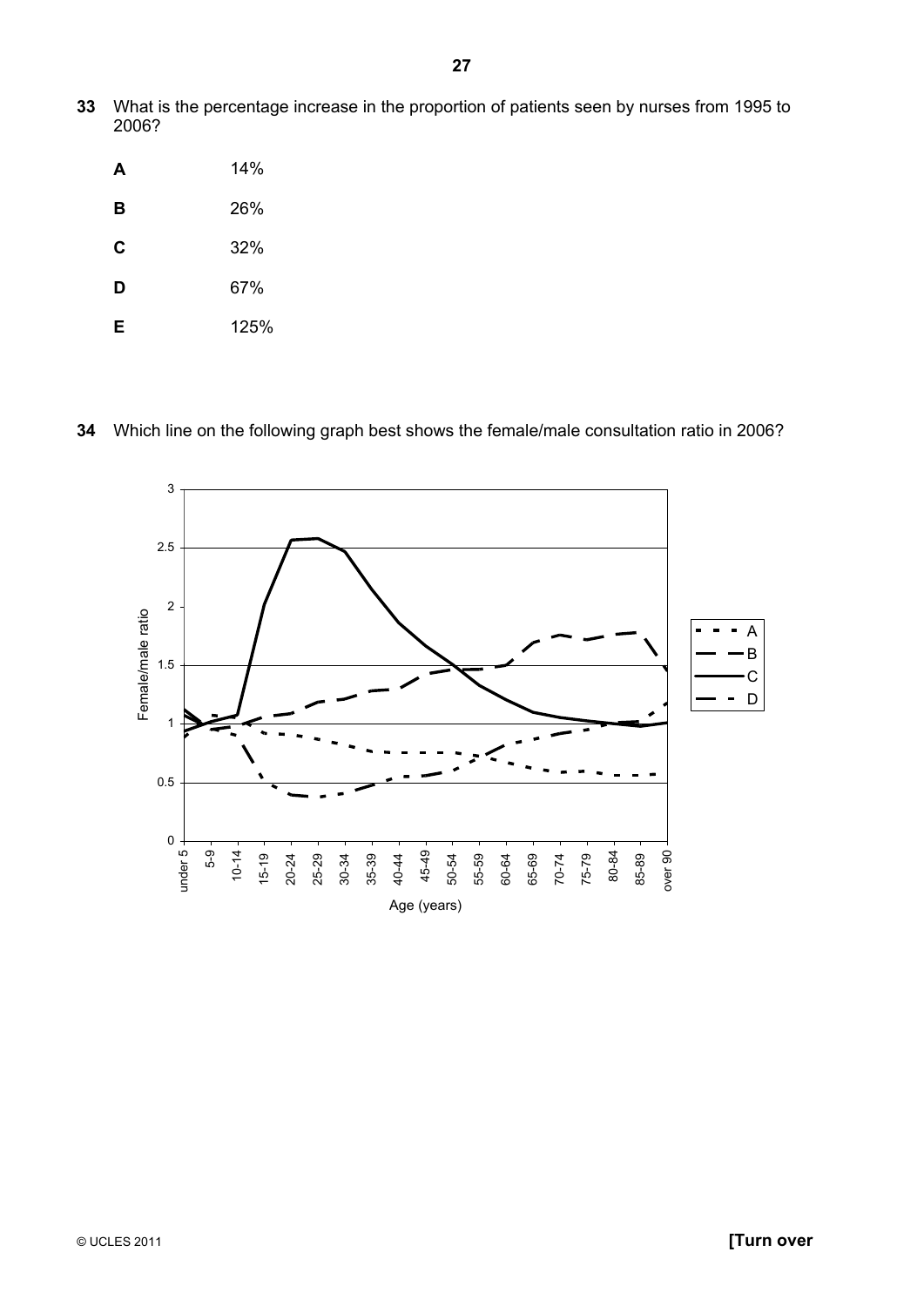**33** What is the percentage increase in the proportion of patients seen by nurses from 1995 to 2006?

**A** 14%

**B** 26%

**C** 32%

**D** 67%

**E** 125%

**34** Which line on the following graph best shows the female/male consultation ratio in 2006?

Female/male ratio (y-axis: 0, 0.5, 1, 1.5, 2, 2.5, 3)

Age (years) (x-axis: under 5, 5-9, 10-14, 15-19, 20-24, 25-29, 30-34, 35-39, 40-44, 45-49, 50-54, 55-59, 60-64, 65-69, 70-74, 75-79, 80-84, 85-89, over 90)

Legend: A, B, C, D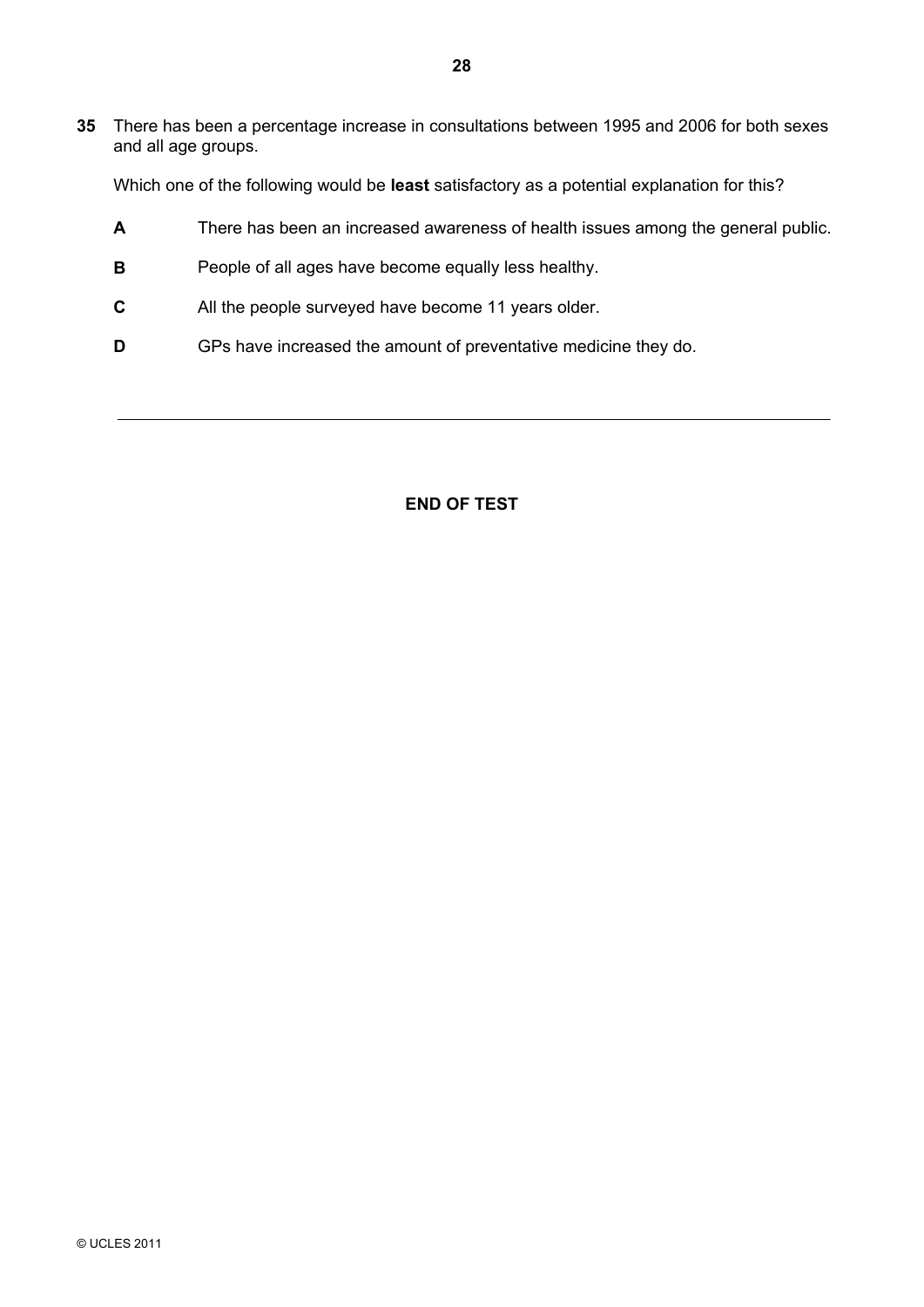**35** There has been a percentage increase in consultations between 1995 and 2006 for both sexes and all age groups.

Which one of the following would be **least** satisfactory as a potential explanation for this?

**A** There has been an increased awareness of health issues among the general public.

**B** People of all ages have become equally less healthy.

**C** All the people surveyed have become 11 years older.

**D** GPs have increased the amount of preventative medicine they do.

---

**END OF TEST**

© UCLES 2011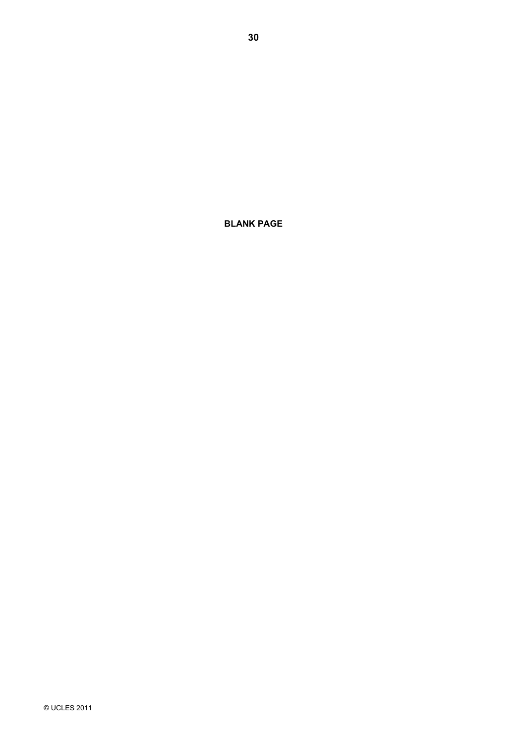**BLANK PAGE**

© UCLES 2011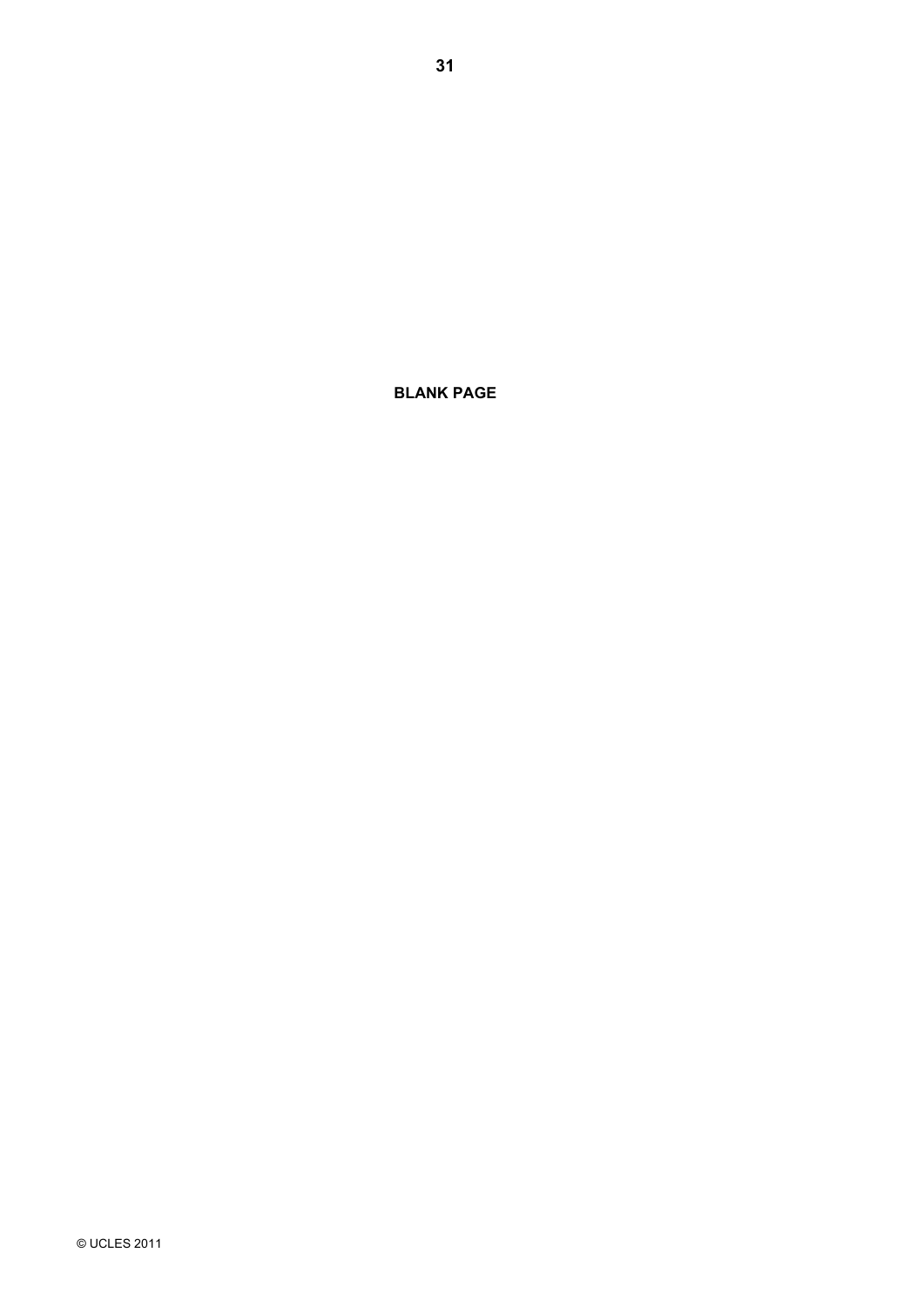**BLANK PAGE**

© UCLES 2011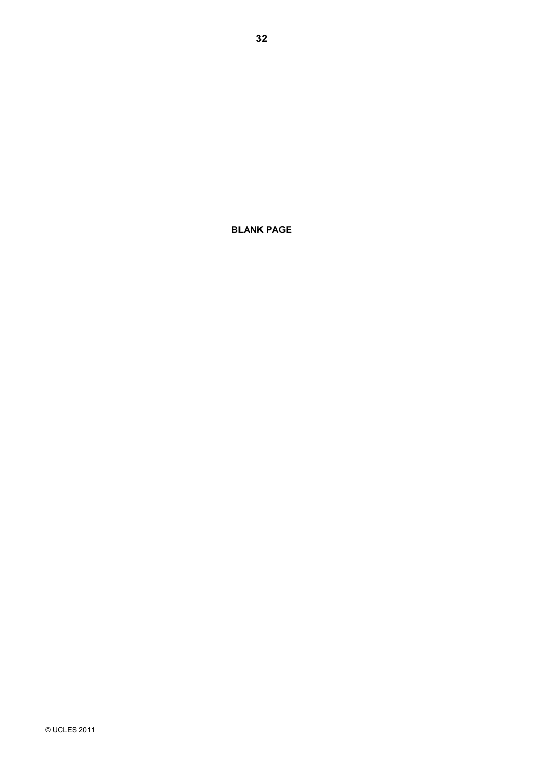**BLANK PAGE**

© UCLES 2011